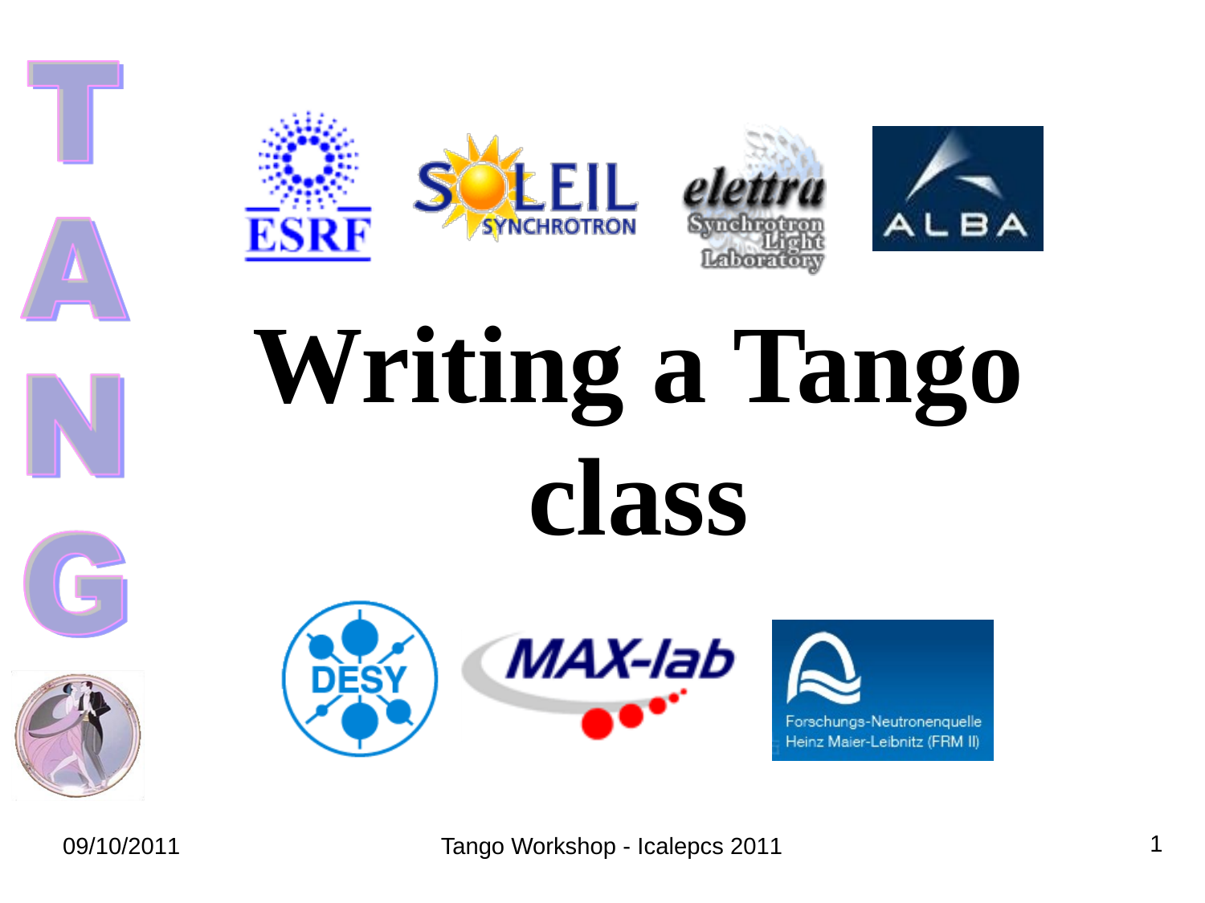# Writing a Tango class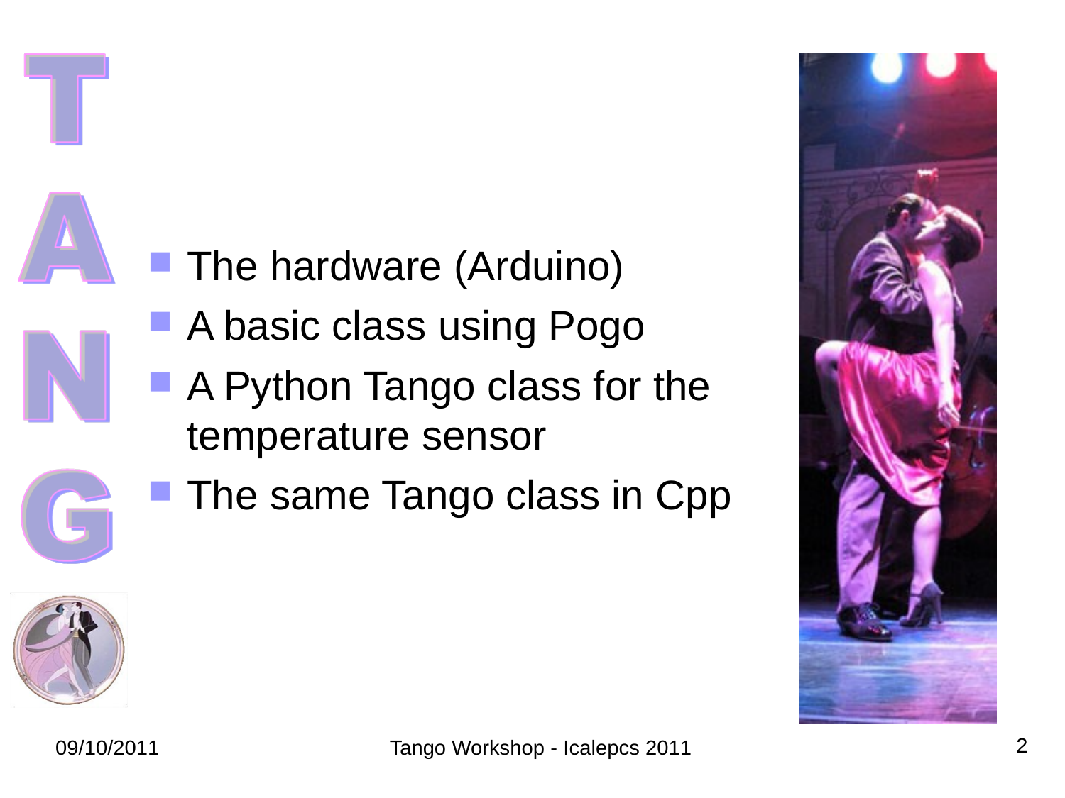- The hardware (Arduino)
- A basic class using Pogo
- A Python Tango class for the temperature sensor
- The same Tango class in Cpp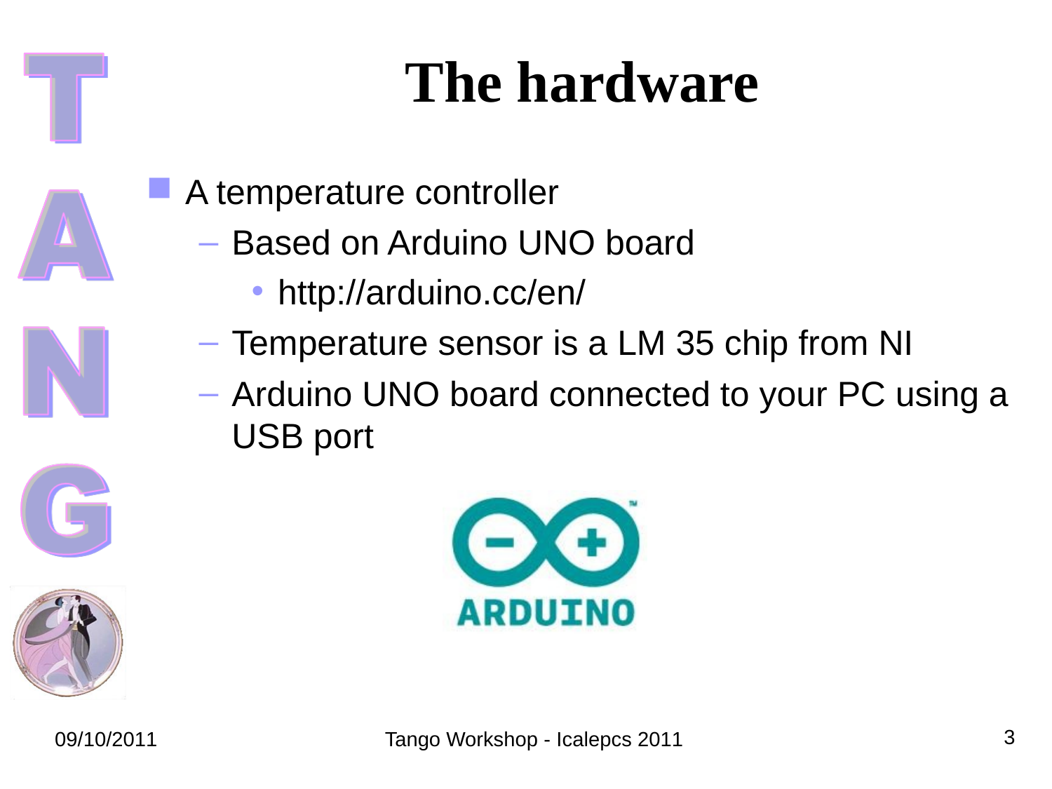# The hardware

- A temperature controller
  - Based on Arduino UNO board
    - http://arduino.cc/en/
  - Temperature sensor is a LM 35 chip from NI
  - Arduino UNO board connected to your PC using a USB port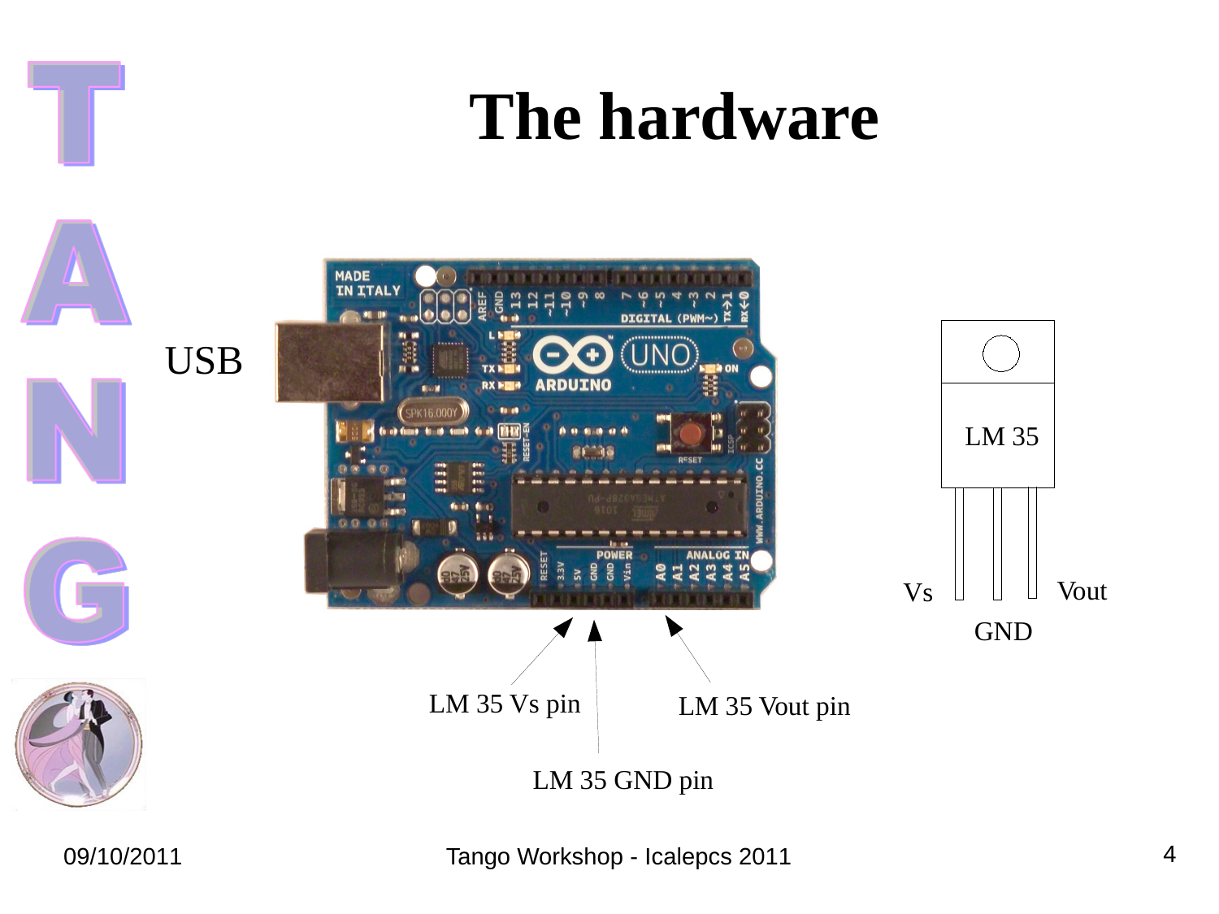# The hardware

USB

LM 35

Vs GND Vout

LM 35 Vs pin

LM 35 GND pin

LM 35 Vout pin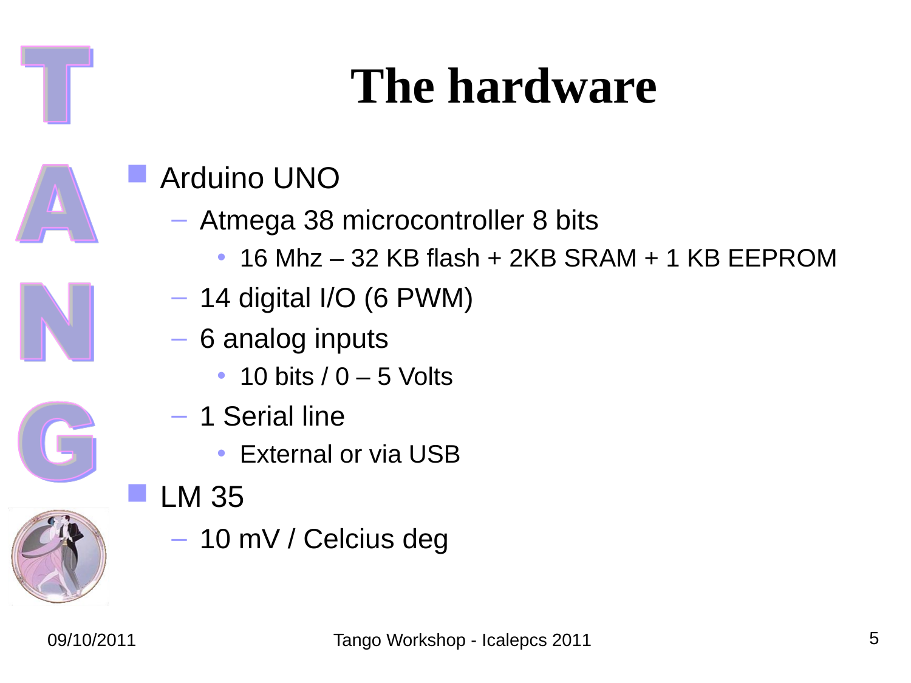# The hardware

- Arduino UNO
  - Atmega 38 microcontroller 8 bits
    - 16 Mhz – 32 KB flash + 2KB SRAM + 1 KB EEPROM
  - 14 digital I/O (6 PWM)
  - 6 analog inputs
    - 10 bits / 0 – 5 Volts
  - 1 Serial line
    - External or via USB
- LM 35
  - 10 mV / Celcius deg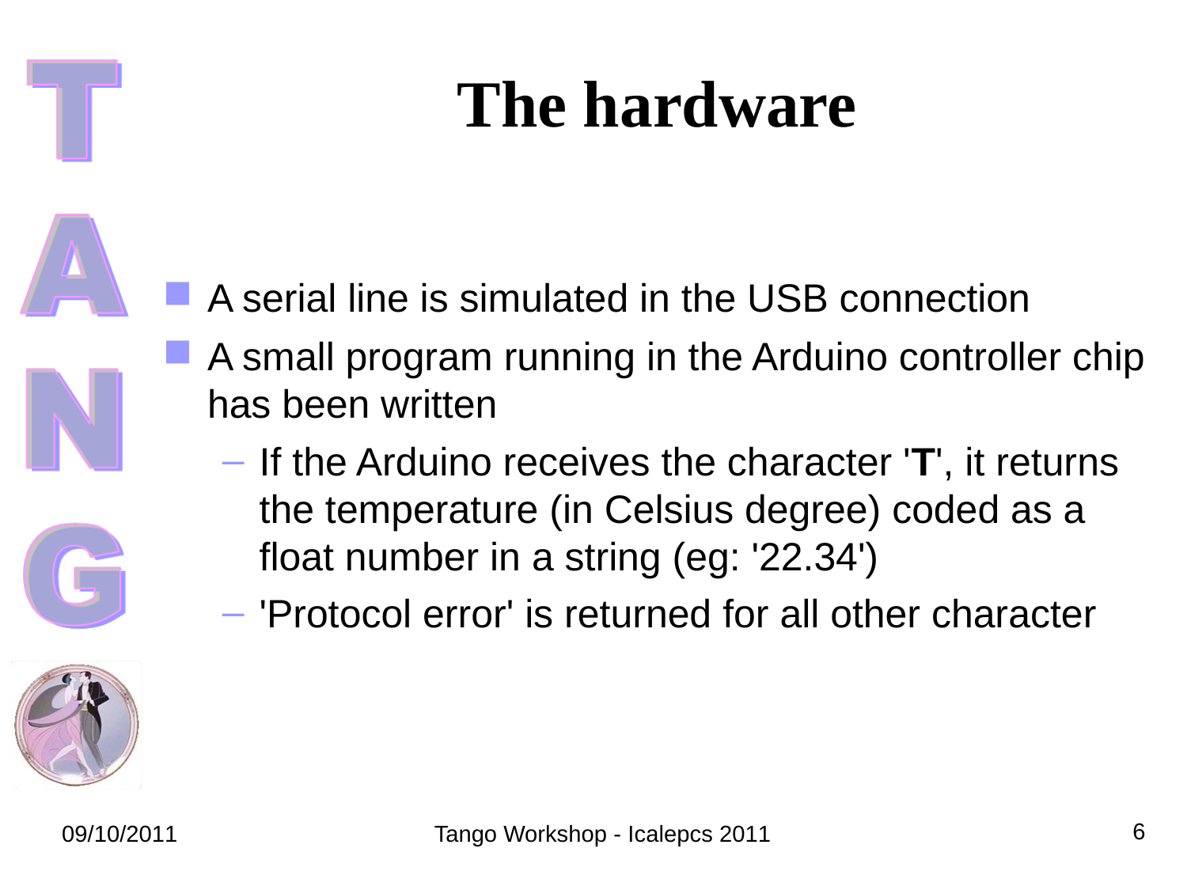# The hardware

- A serial line is simulated in the USB connection
- A small program running in the Arduino controller chip has been written
  - If the Arduino receives the character '**T**', it returns the temperature (in Celsius degree) coded as a float number in a string (eg: '22.34')
  - 'Protocol error' is returned for all other character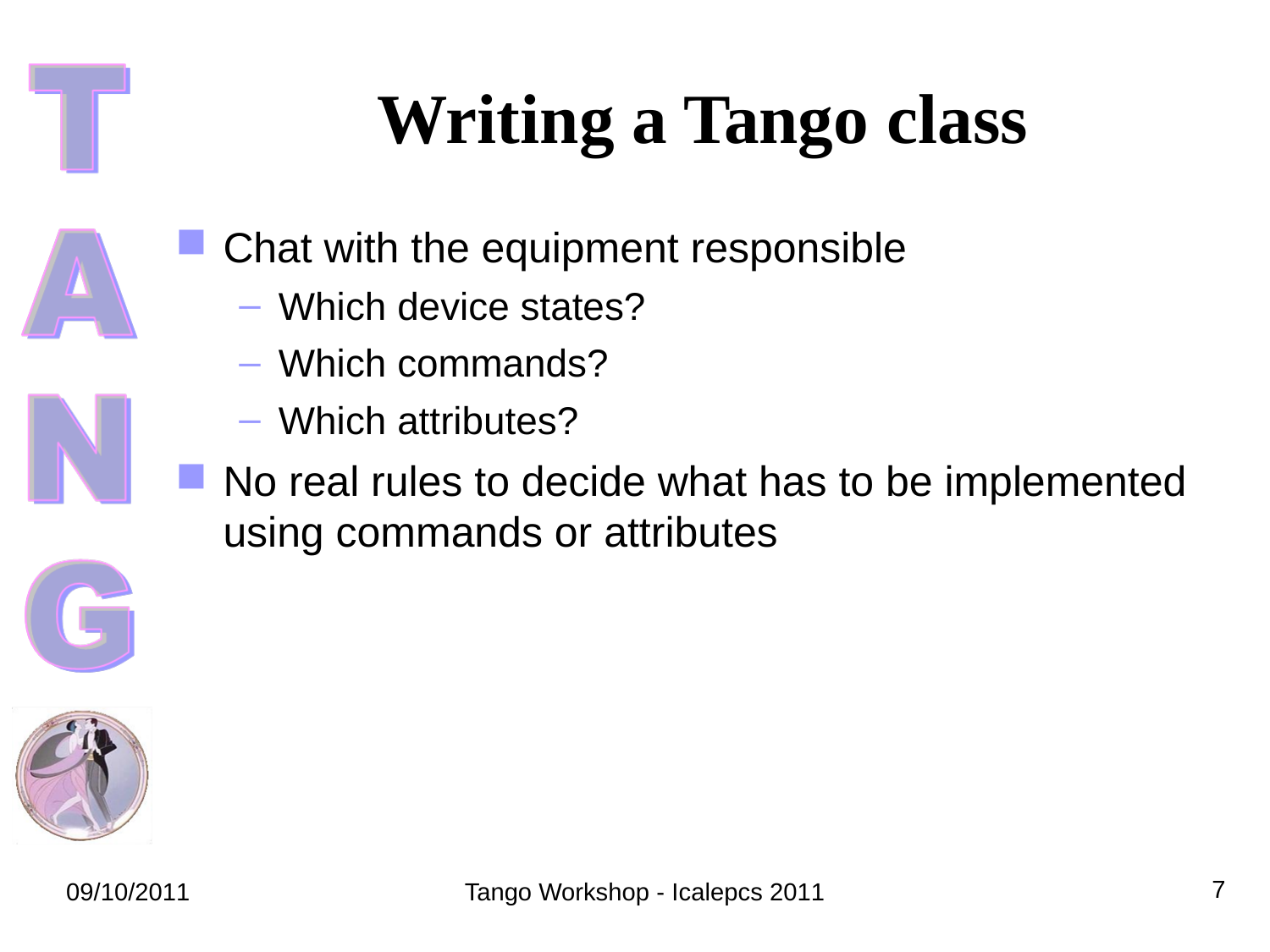# Writing a Tango class

- Chat with the equipment responsible
  - Which device states?
  - Which commands?
  - Which attributes?
- No real rules to decide what has to be implemented using commands or attributes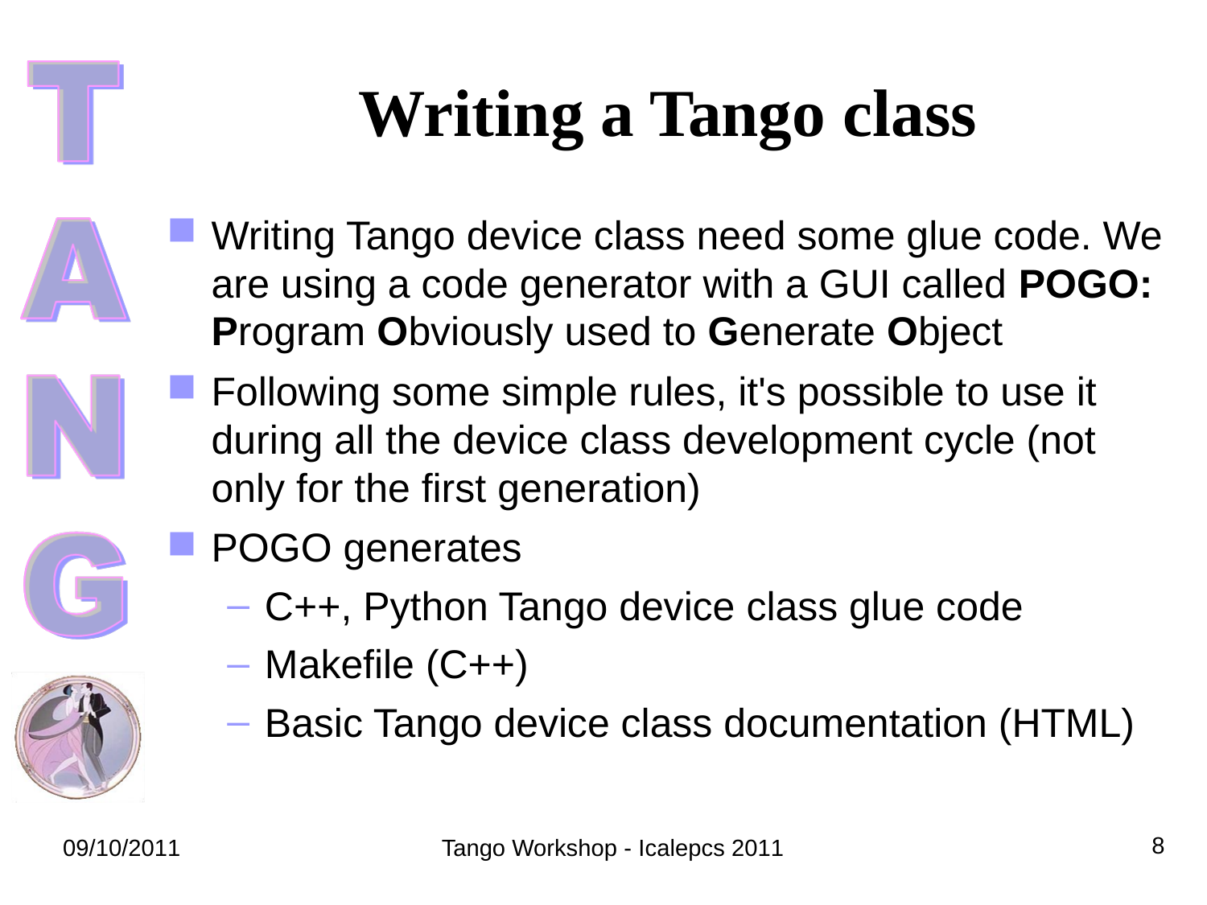# Writing a Tango class

- Writing Tango device class need some glue code. We are using a code generator with a GUI called **POGO: P**rogram **O**bviously used to **G**enerate **O**bject
- Following some simple rules, it's possible to use it during all the device class development cycle (not only for the first generation)
- POGO generates
  - C++, Python Tango device class glue code
  - Makefile (C++)
  - Basic Tango device class documentation (HTML)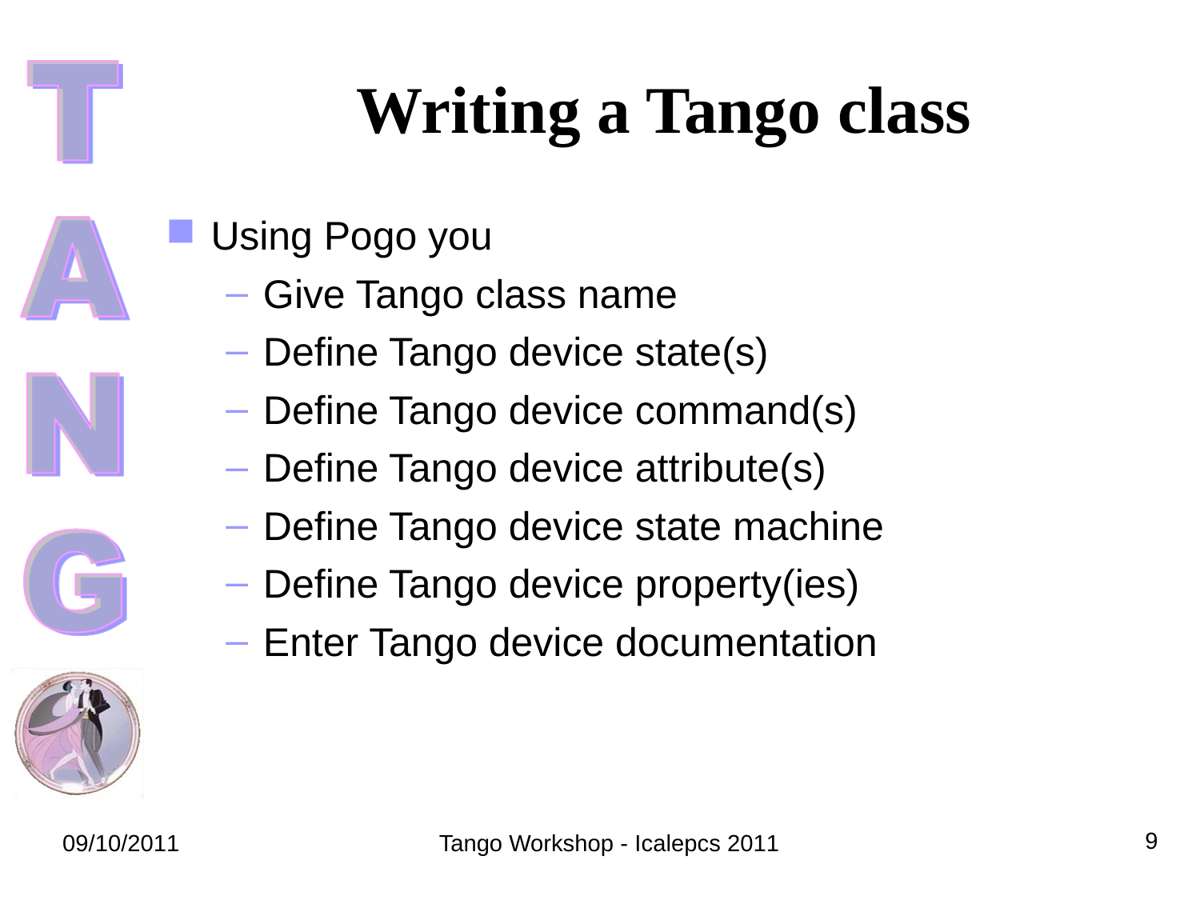# Writing a Tango class

- Using Pogo you
  - Give Tango class name
  - Define Tango device state(s)
  - Define Tango device command(s)
  - Define Tango device attribute(s)
  - Define Tango device state machine
  - Define Tango device property(ies)
  - Enter Tango device documentation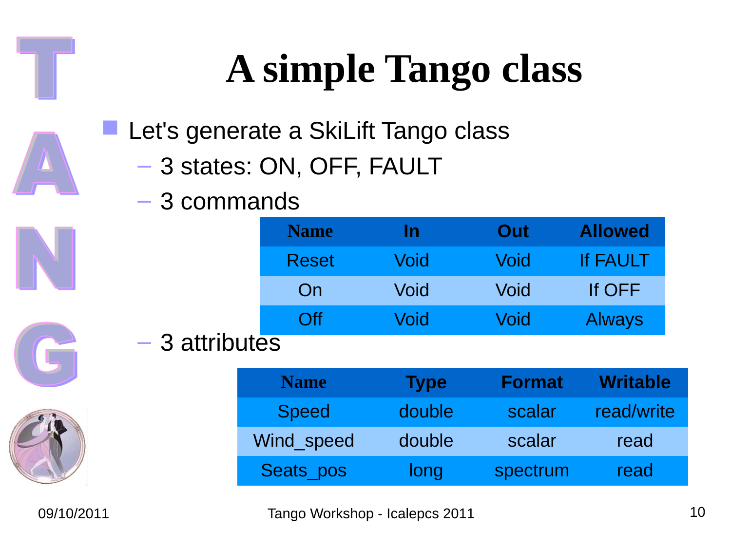# A simple Tango class

- Let's generate a SkiLift Tango class
  - 3 states: ON, OFF, FAULT
  - 3 commands

| Name | In | Out | Allowed |
|---|---|---|---|
| Reset | Void | Void | If FAULT |
| On | Void | Void | If OFF |
| Off | Void | Void | Always |

  - 3 attributes

| Name | Type | Format | Writable |
|---|---|---|---|
| Speed | double | scalar | read/write |
| Wind_speed | double | scalar | read |
| Seats_pos | long | spectrum | read |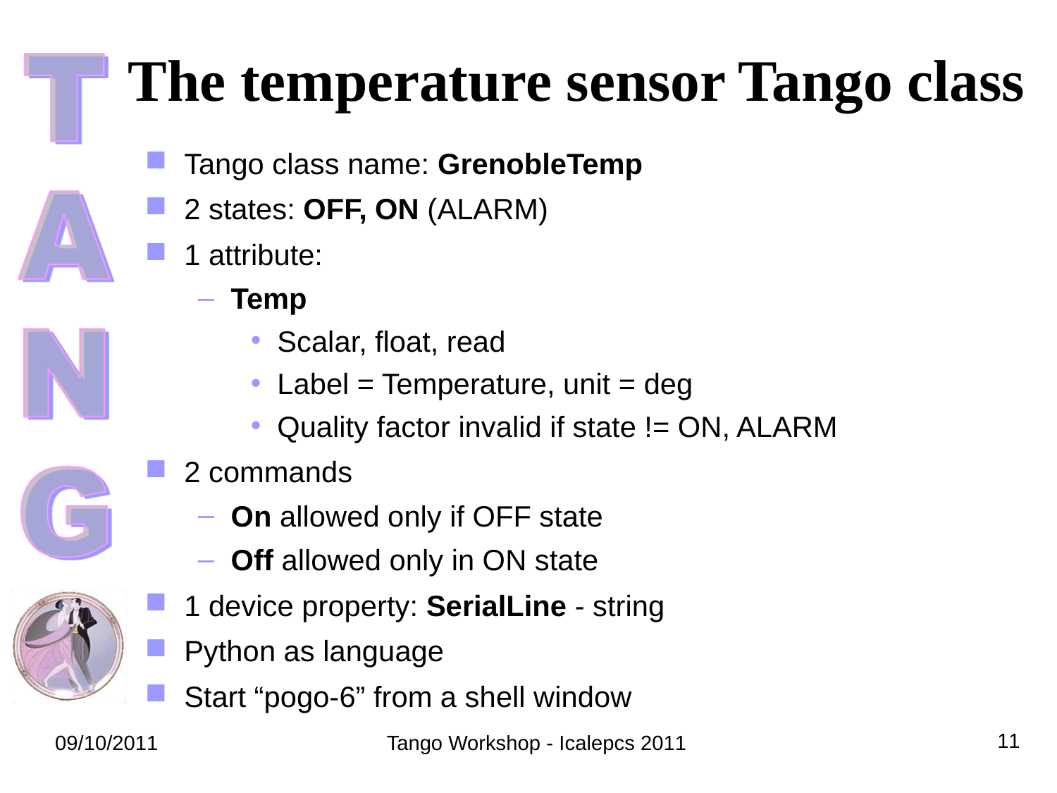# The temperature sensor Tango class

- Tango class name: **GrenobleTemp**
- 2 states: **OFF, ON** (ALARM)
- 1 attribute:
  - **Temp**
    - Scalar, float, read
    - Label = Temperature, unit = deg
    - Quality factor invalid if state != ON, ALARM
- 2 commands
  - **On** allowed only if OFF state
  - **Off** allowed only in ON state
- 1 device property: **SerialLine** - string
- Python as language
- Start “pogo-6” from a shell window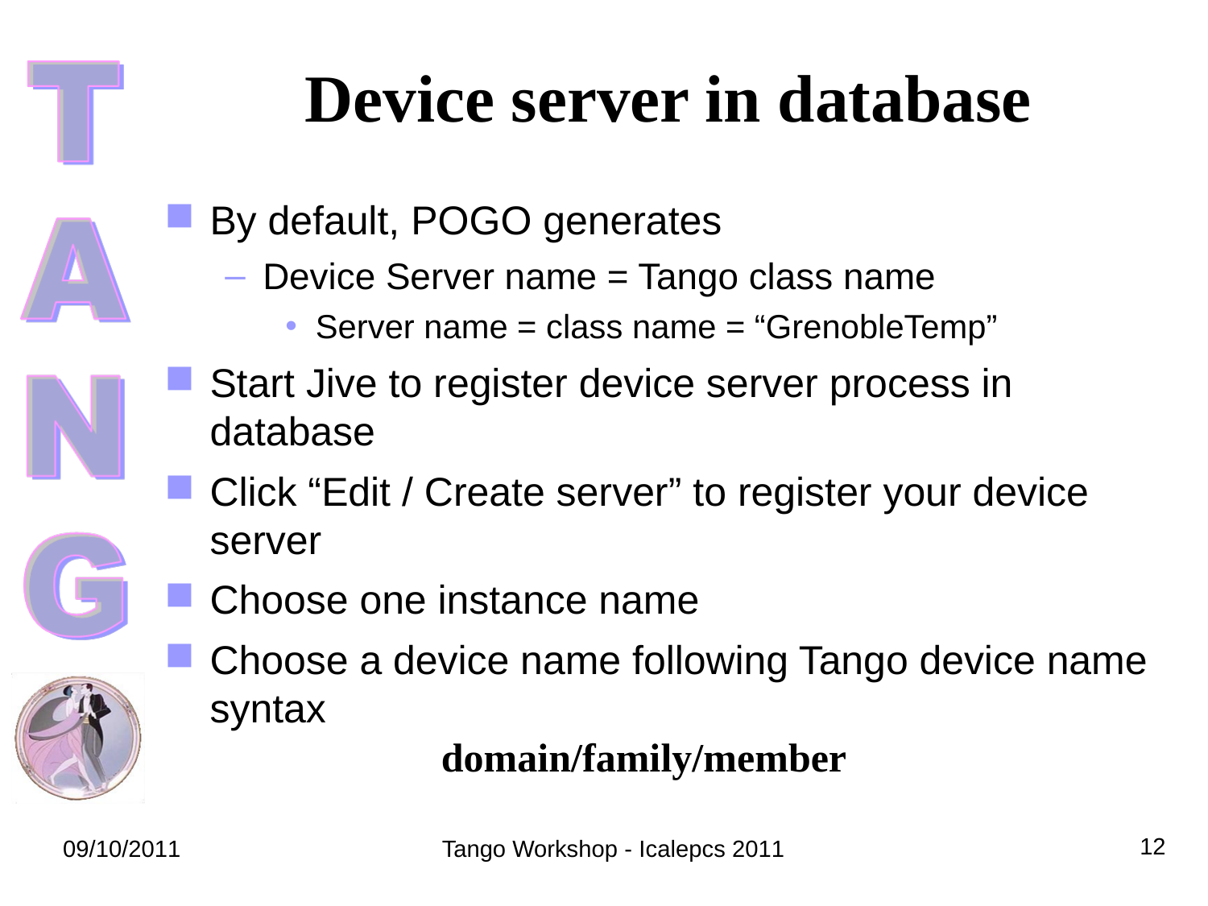# Device server in database

- By default, POGO generates
  - Device Server name = Tango class name
    - Server name = class name = “GrenobleTemp”
- Start Jive to register device server process in database
- Click “Edit / Create server” to register your device server
- Choose one instance name
- Choose a device name following Tango device name syntax

**domain/family/member**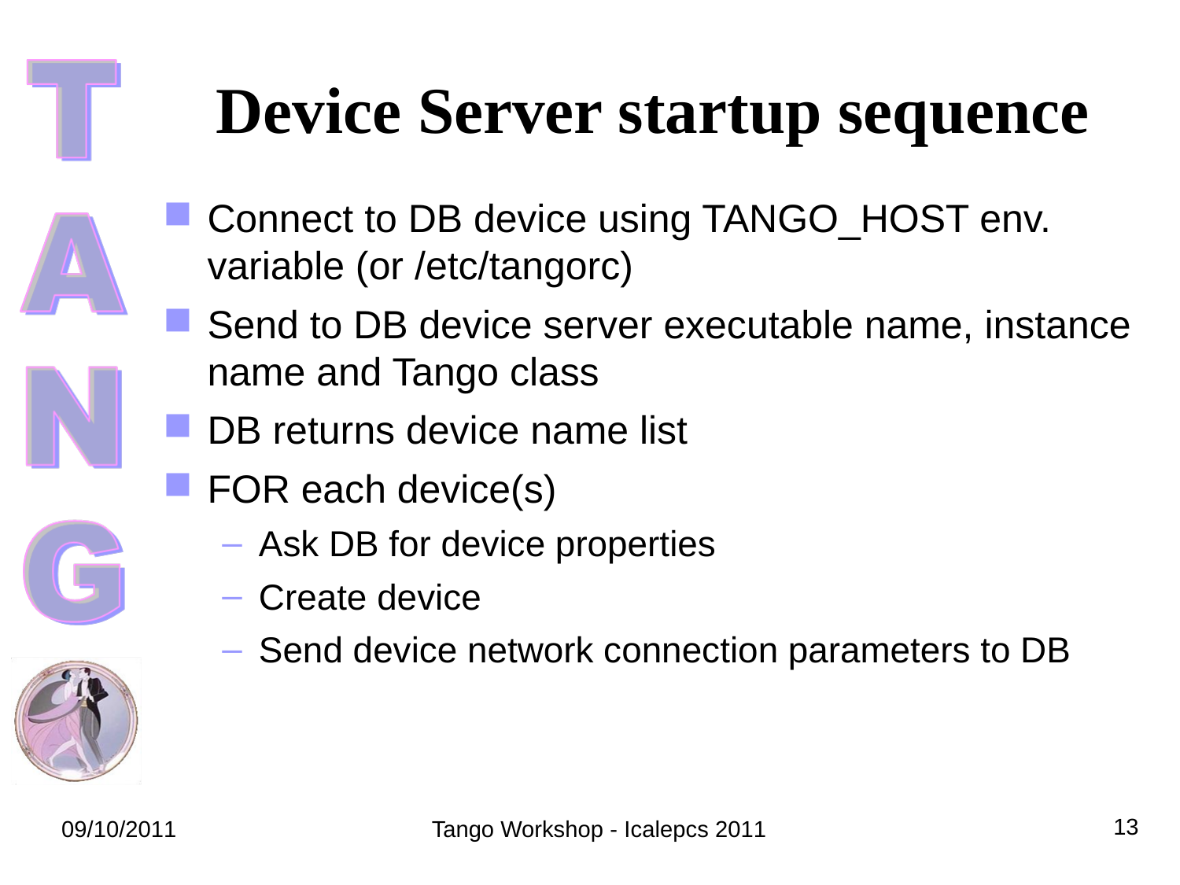# Device Server startup sequence

- Connect to DB device using TANGO_HOST env. variable (or /etc/tangorc)
- Send to DB device server executable name, instance name and Tango class
- DB returns device name list
- FOR each device(s)
  - Ask DB for device properties
  - Create device
  - Send device network connection parameters to DB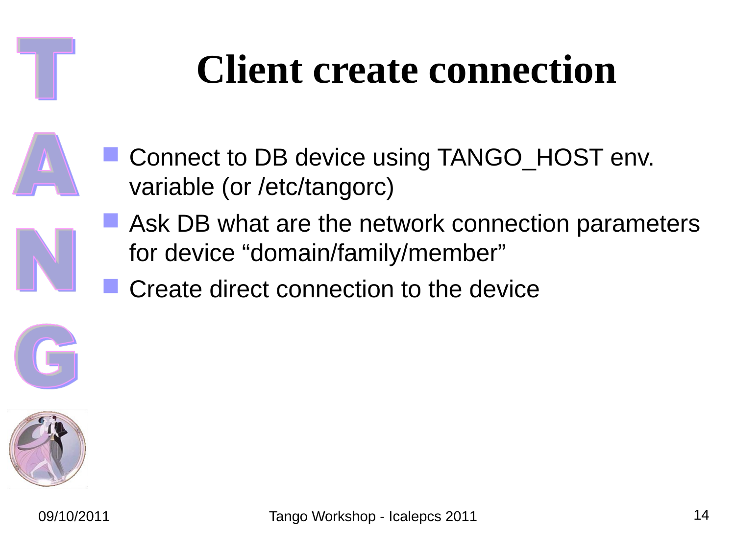# Client create connection

- Connect to DB device using TANGO_HOST env. variable (or /etc/tangorc)
- Ask DB what are the network connection parameters for device “domain/family/member”
- Create direct connection to the device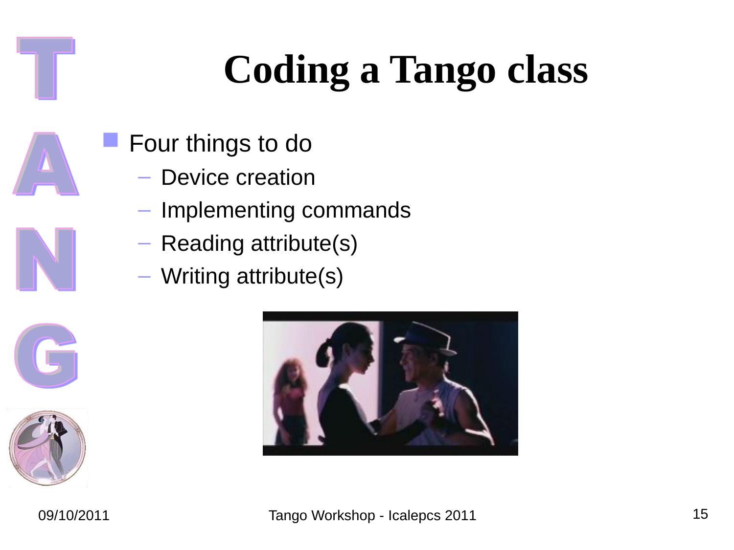# Coding a Tango class

- Four things to do
  - Device creation
  - Implementing commands
  - Reading attribute(s)
  - Writing attribute(s)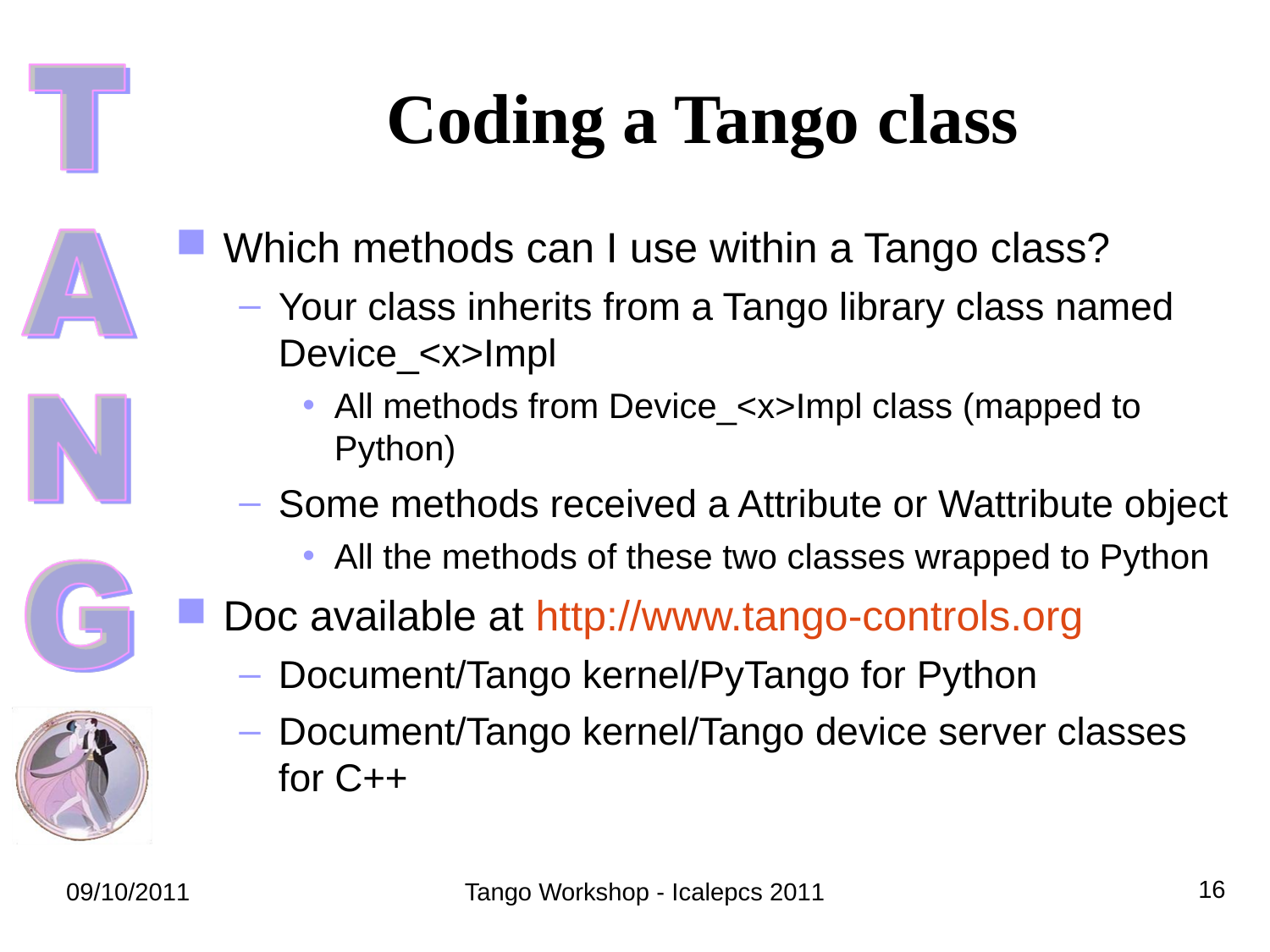# Coding a Tango class

- Which methods can I use within a Tango class?
  - Your class inherits from a Tango library class named Device_<x>Impl
    - All methods from Device_<x>Impl class (mapped to Python)
  - Some methods received a Attribute or Wattribute object
    - All the methods of these two classes wrapped to Python
- Doc available at http://www.tango-controls.org
  - Document/Tango kernel/PyTango for Python
  - Document/Tango kernel/Tango device server classes for C++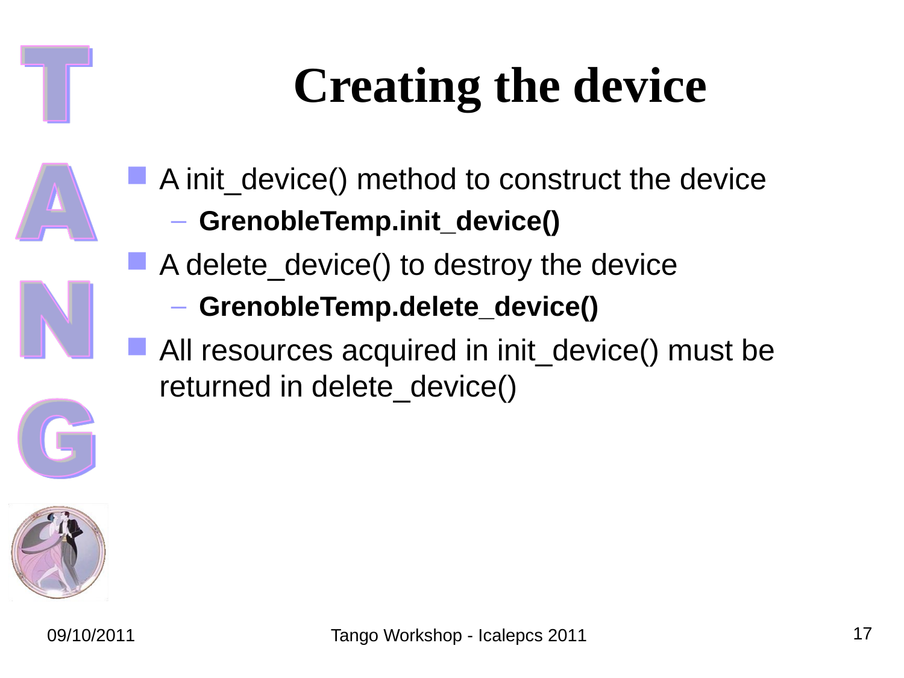# Creating the device

- A init_device() method to construct the device
  - **GrenobleTemp.init_device()**
- A delete_device() to destroy the device
  - **GrenobleTemp.delete_device()**
- All resources acquired in init_device() must be returned in delete_device()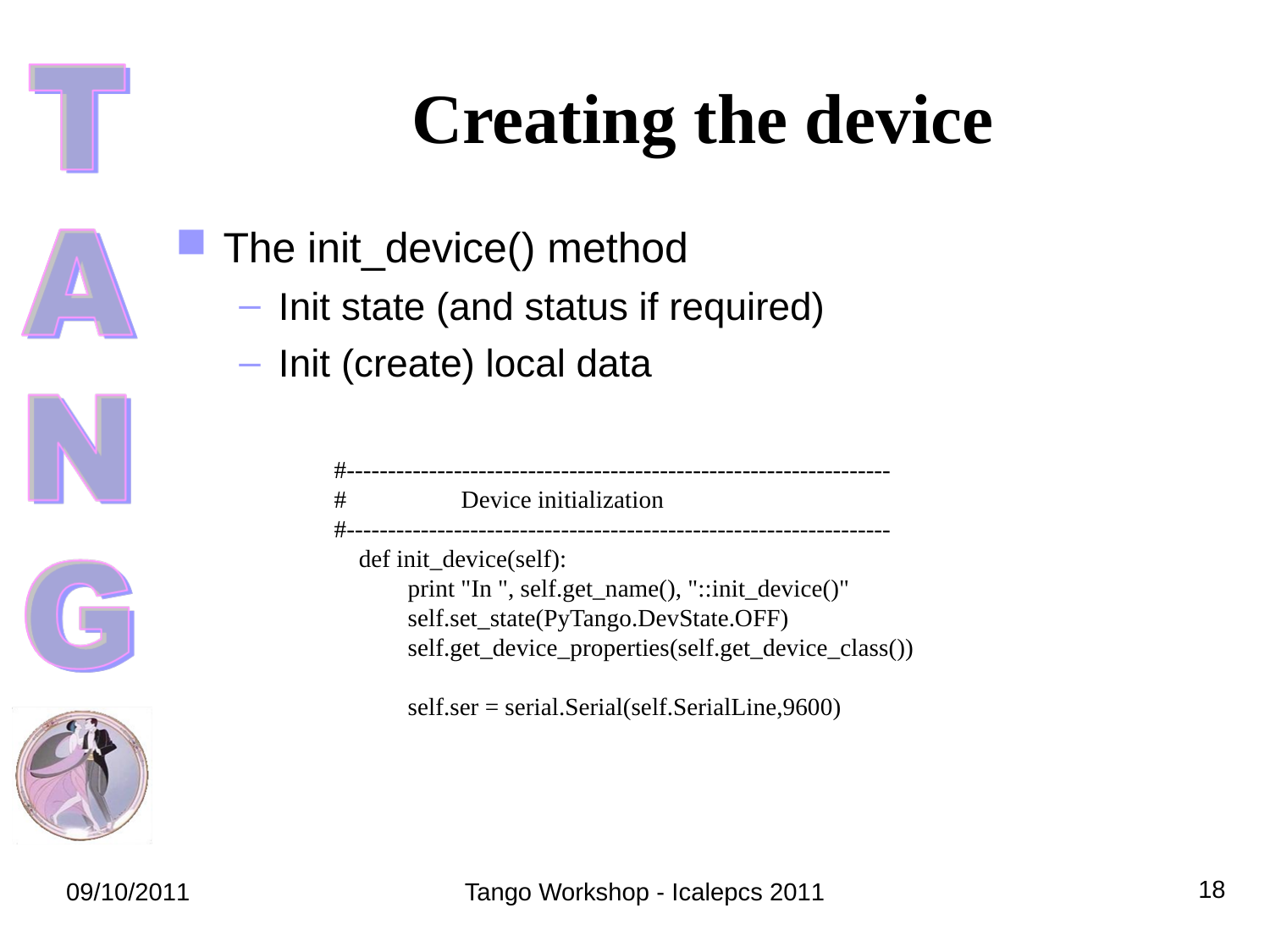# Creating the device

- The init_device() method
  - Init state (and status if required)
  - Init (create) local data

```
#------------------------------------------------------------------
#                Device initialization
#------------------------------------------------------------------
    def init_device(self):
        print "In ", self.get_name(), "::init_device()"
        self.set_state(PyTango.DevState.OFF)
        self.get_device_properties(self.get_device_class())

        self.ser = serial.Serial(self.SerialLine,9600)
```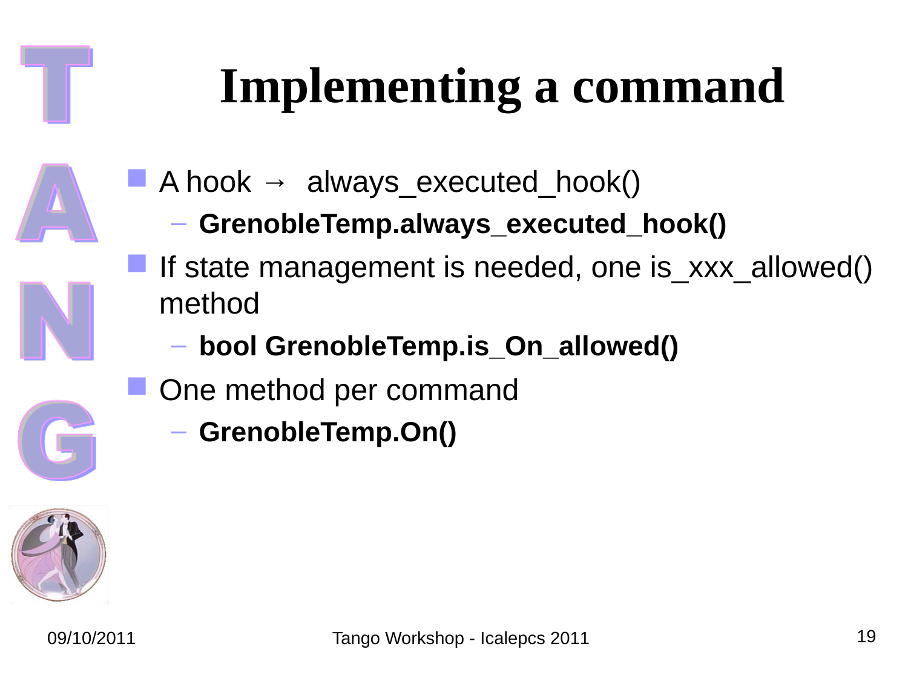# Implementing a command

- A hook → always_executed_hook()
  - **GrenobleTemp.always_executed_hook()**
- If state management is needed, one is_xxx_allowed() method
  - **bool GrenobleTemp.is_On_allowed()**
- One method per command
  - **GrenobleTemp.On()**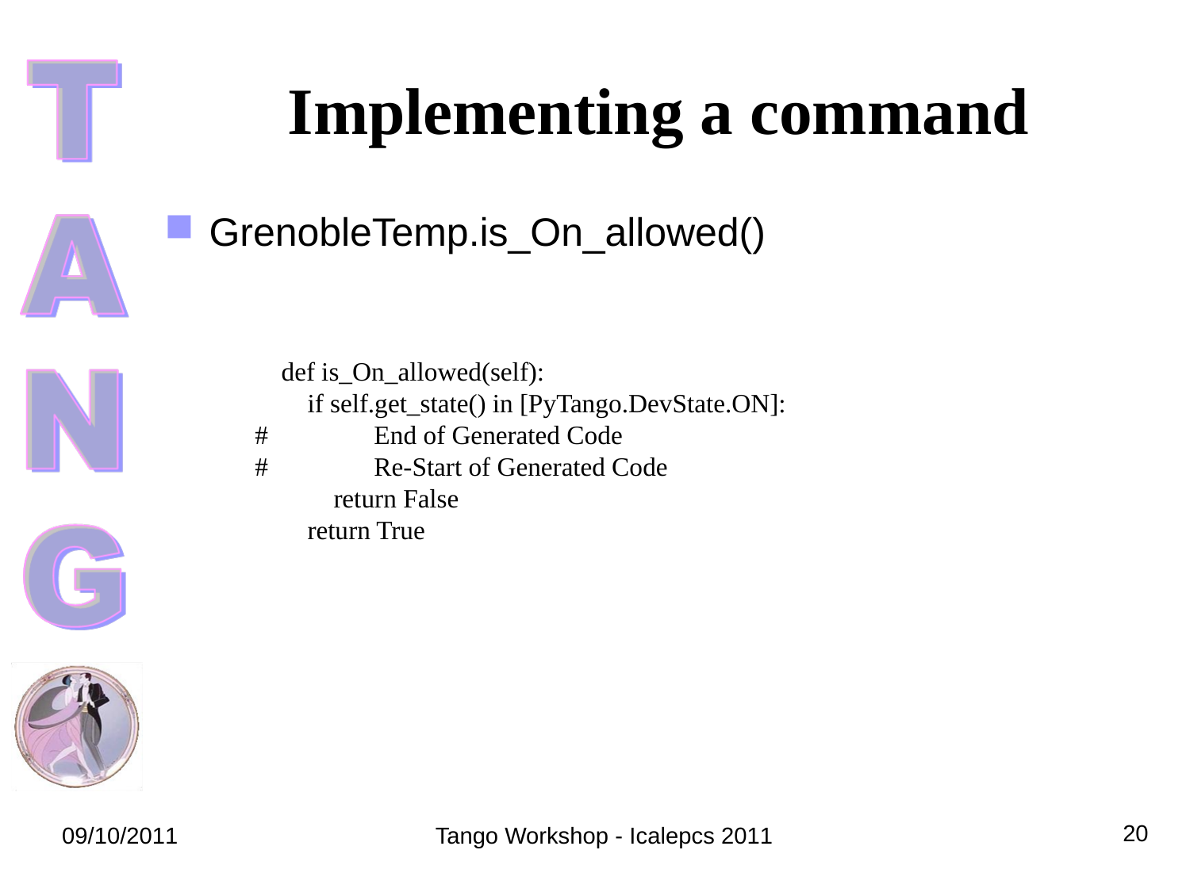# Implementing a command

- GrenobleTemp.is_On_allowed()

```
    def is_On_allowed(self):
        if self.get_state() in [PyTango.DevState.ON]:
#               End of Generated Code
#               Re-Start of Generated Code
            return False
        return True
```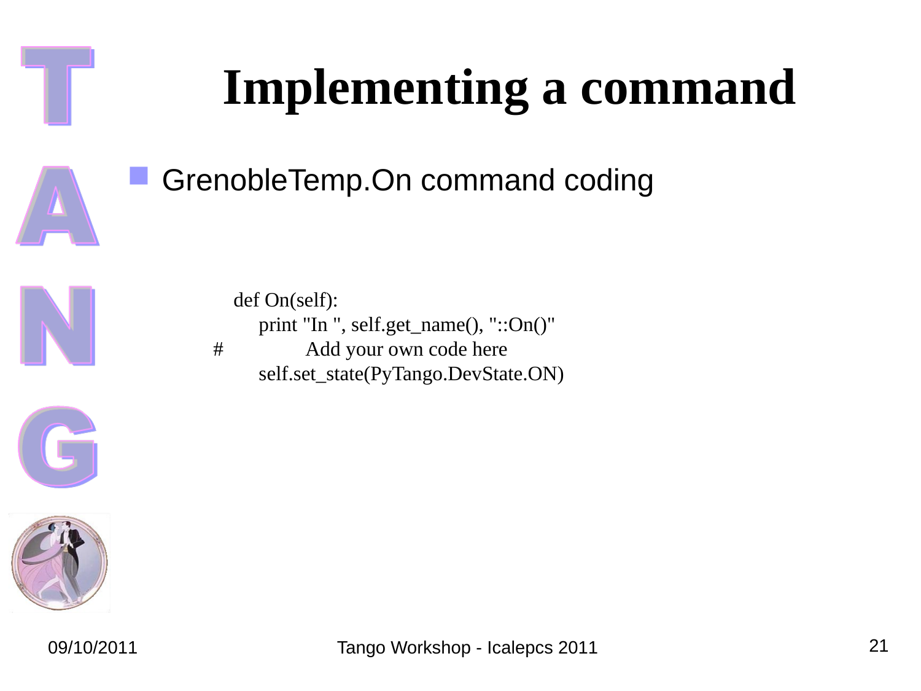# Implementing a command

- GrenobleTemp.On command coding

```
    def On(self):
        print "In ", self.get_name(), "::On()"
#               Add your own code here
        self.set_state(PyTango.DevState.ON)
```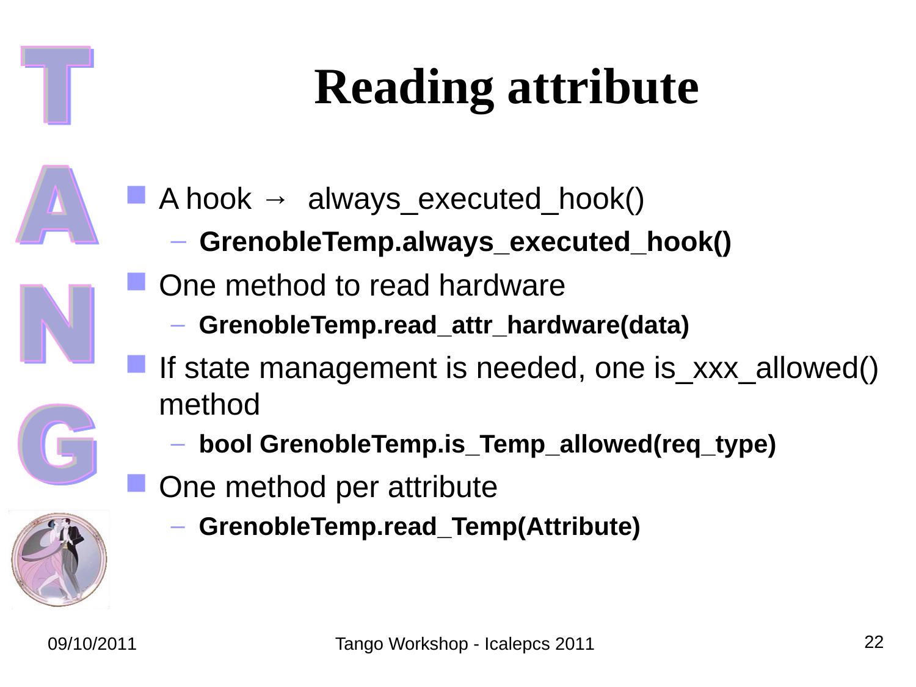# Reading attribute

- A hook → always_executed_hook()
  - **GrenobleTemp.always_executed_hook()**
- One method to read hardware
  - **GrenobleTemp.read_attr_hardware(data)**
- If state management is needed, one is_xxx_allowed() method
  - **bool GrenobleTemp.is_Temp_allowed(req_type)**
- One method per attribute
  - **GrenobleTemp.read_Temp(Attribute)**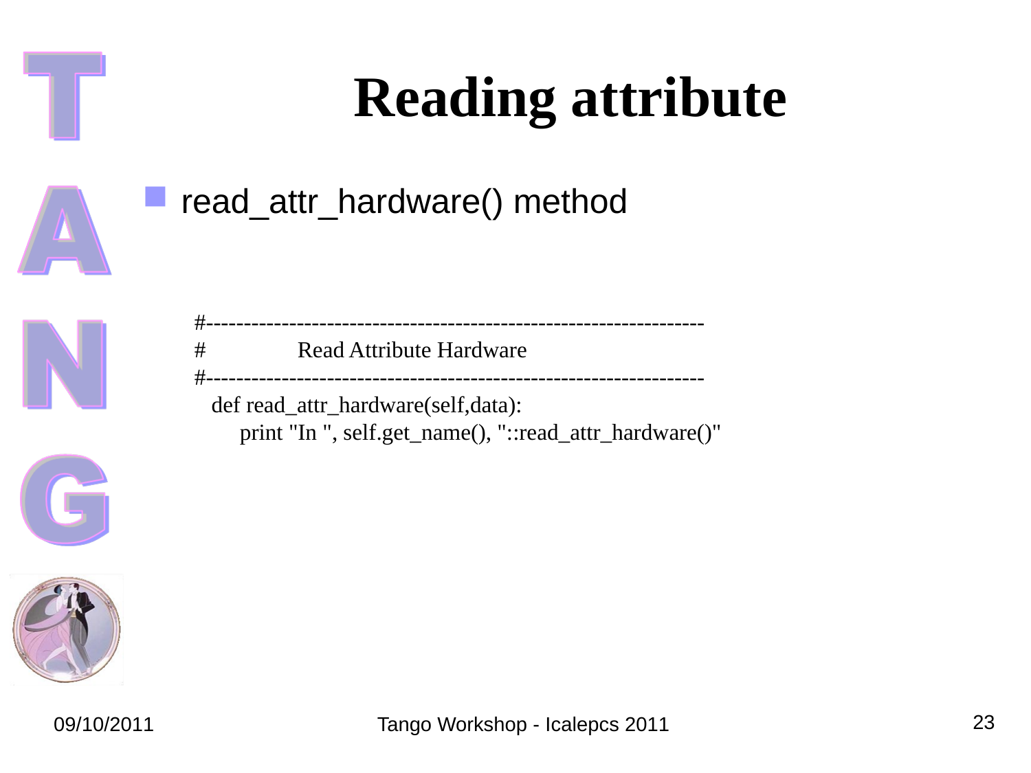# Reading attribute

- read_attr_hardware() method

```
#------------------------------------------------------------------
#               Read Attribute Hardware
#------------------------------------------------------------------
   def read_attr_hardware(self,data):
        print "In ", self.get_name(), "::read_attr_hardware()"
```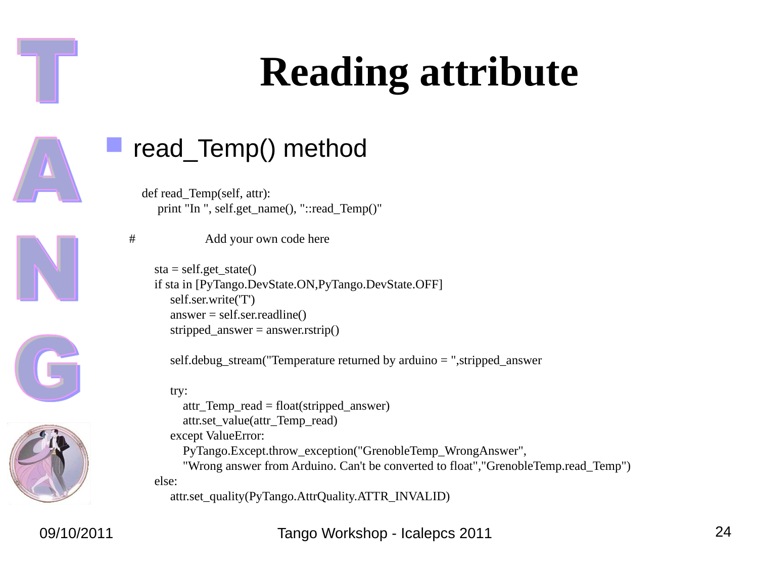# Reading attribute

- read_Temp() method

```
def read_Temp(self, attr):
     print "In ", self.get_name(), "::read_Temp()"

#               Add your own code here

    sta = self.get_state()
    if sta in [PyTango.DevState.ON,PyTango.DevState.OFF]
         self.ser.write('T')
         answer = self.ser.readline()
         stripped_answer = answer.rstrip()

         self.debug_stream("Temperature returned by arduino = ",stripped_answer

         try:
             attr_Temp_read = float(stripped_answer)
             attr.set_value(attr_Temp_read)
         except ValueError:
             PyTango.Except.throw_exception("GrenobleTemp_WrongAnswer",
             "Wrong answer from Arduino. Can't be converted to float","GrenobleTemp.read_Temp")
    else:
         attr.set_quality(PyTango.AttrQuality.ATTR_INVALID)
```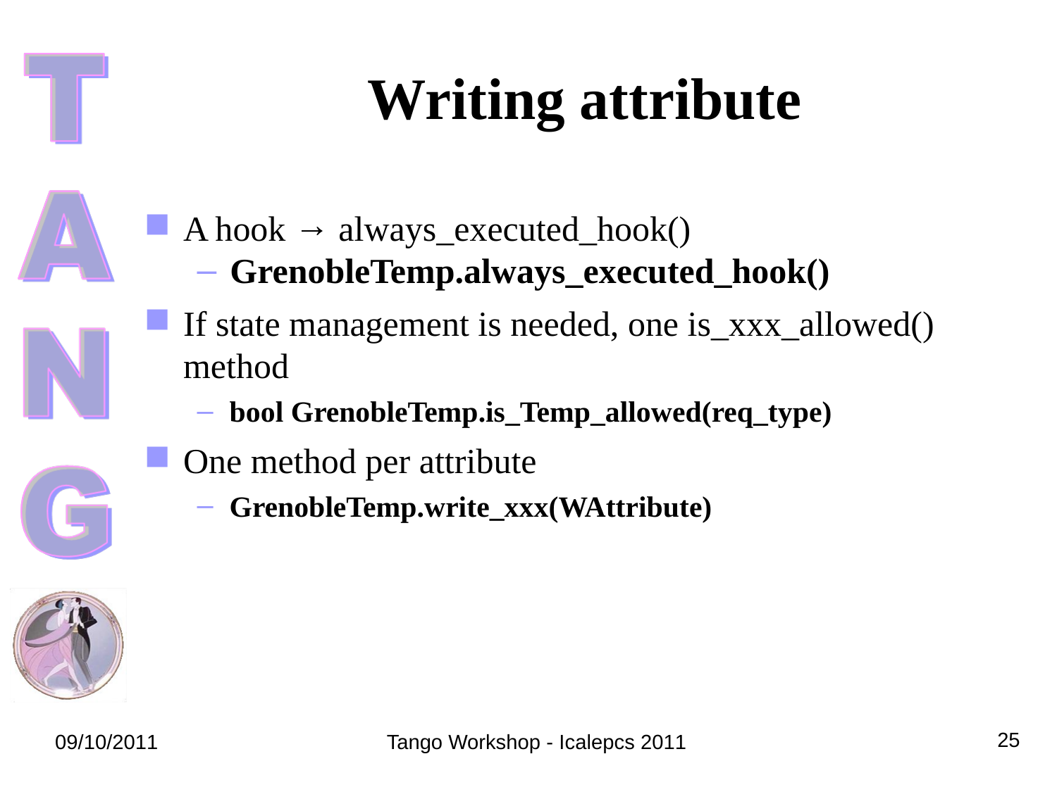# Writing attribute

- A hook → always_executed_hook()
  - **GrenobleTemp.always_executed_hook()**
- If state management is needed, one is_xxx_allowed() method
  - **bool GrenobleTemp.is_Temp_allowed(req_type)**
- One method per attribute
  - **GrenobleTemp.write_xxx(WAttribute)**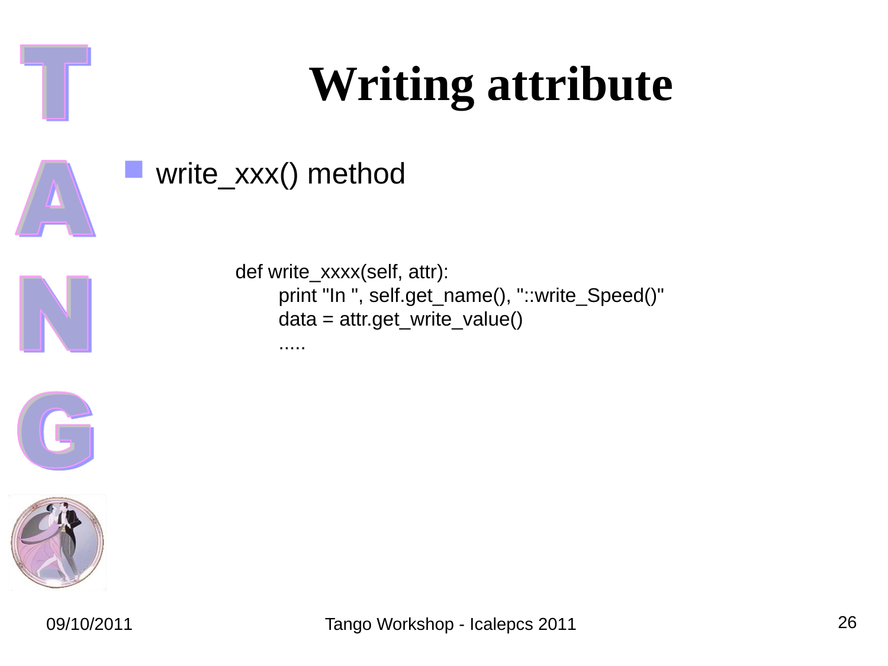# Writing attribute

- write_xxx() method

```
def write_xxxx(self, attr):
    print "In ", self.get_name(), "::write_Speed()"
    data = attr.get_write_value()
    .....
```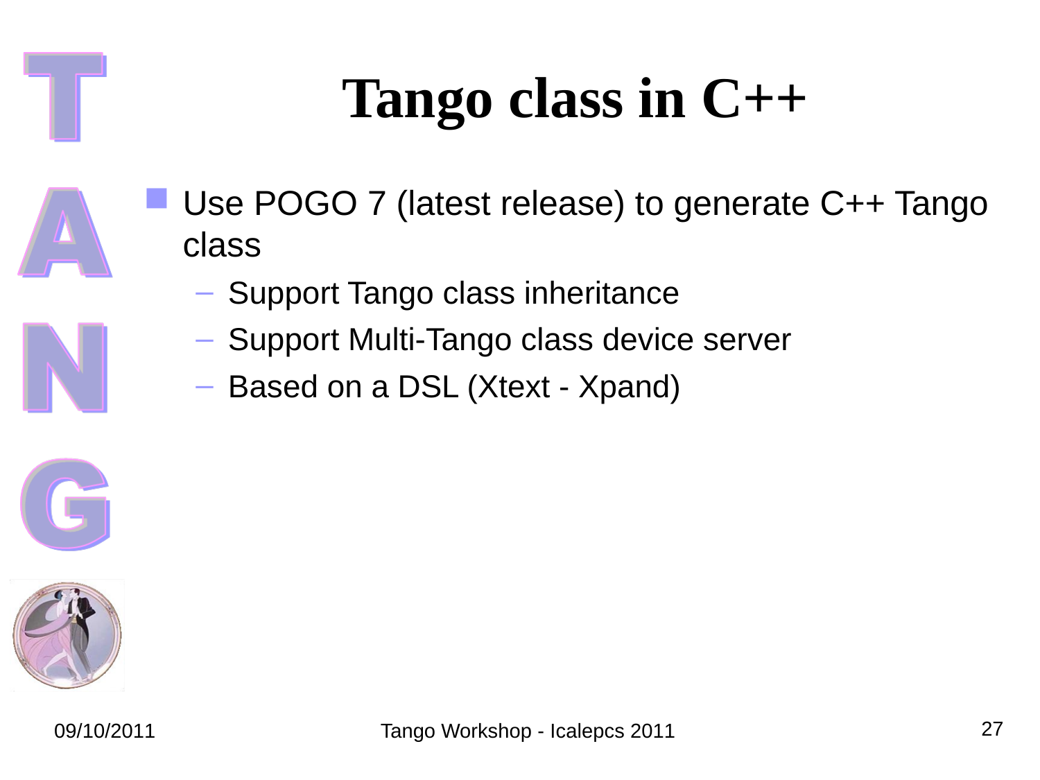# Tango class in C++

- Use POGO 7 (latest release) to generate C++ Tango class
  - Support Tango class inheritance
  - Support Multi-Tango class device server
  - Based on a DSL (Xtext - Xpand)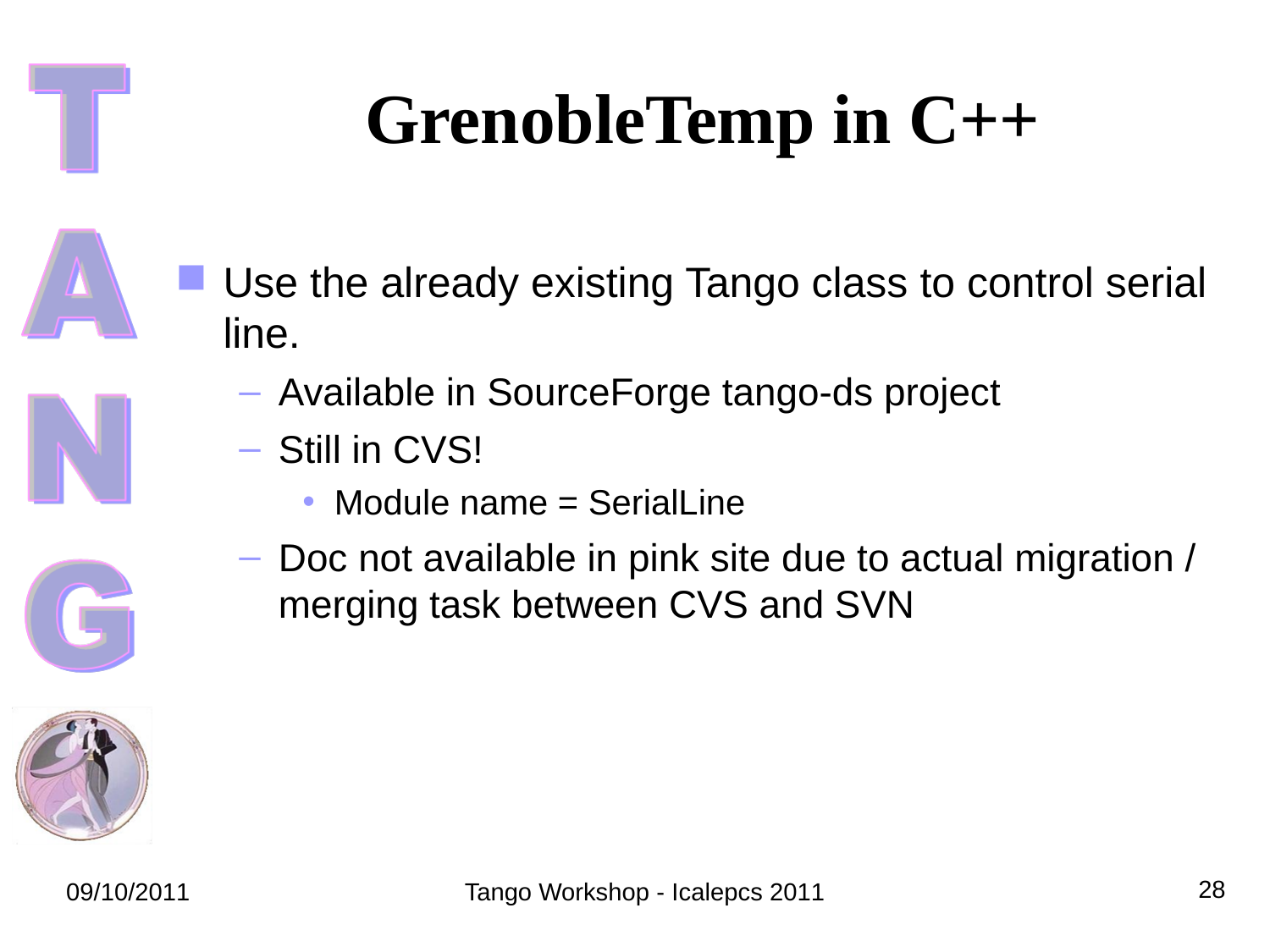# GrenobleTemp in C++

- Use the already existing Tango class to control serial line.
  - Available in SourceForge tango-ds project
  - Still in CVS!
    - Module name = SerialLine
  - Doc not available in pink site due to actual migration / merging task between CVS and SVN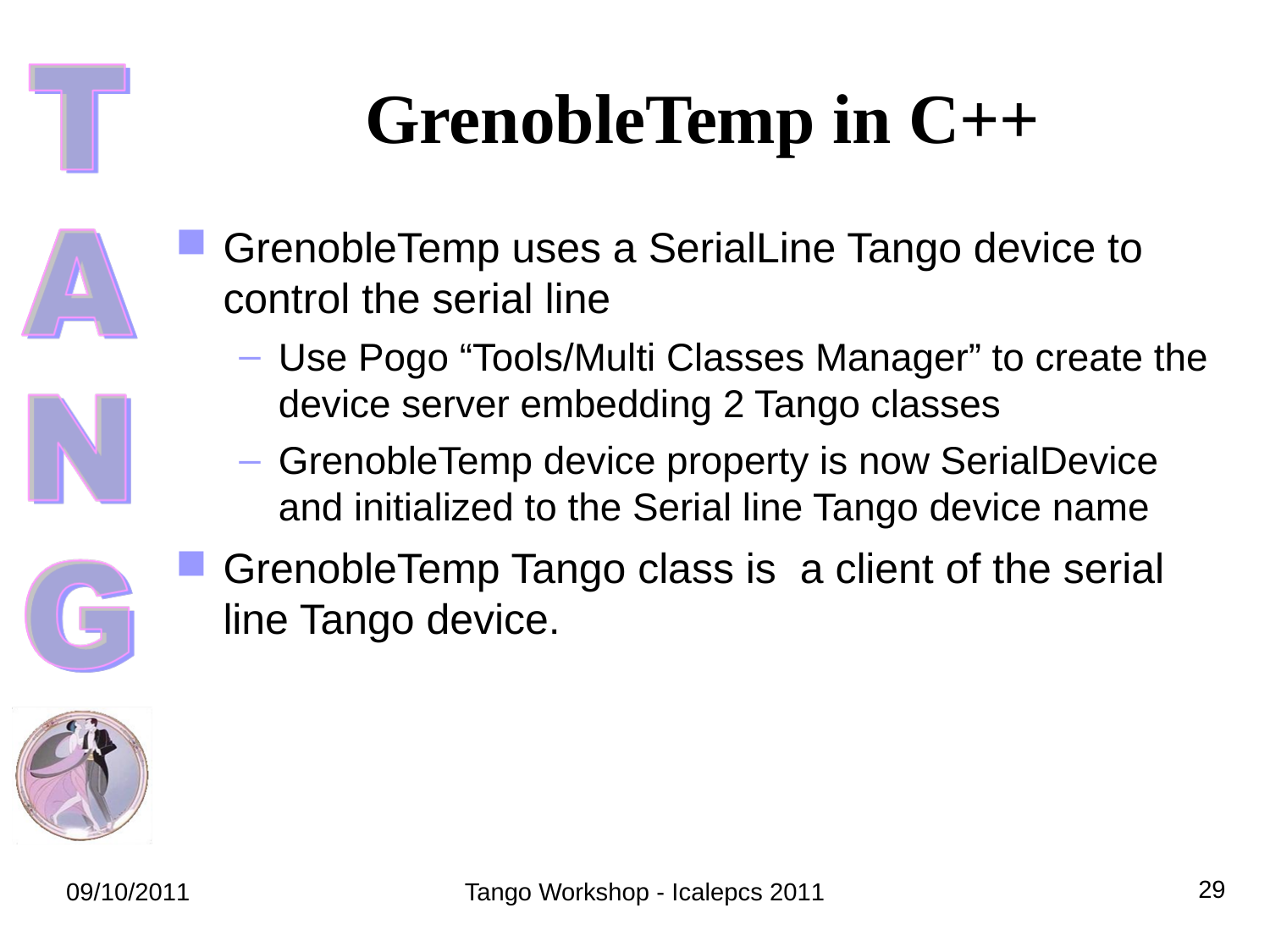# GrenobleTemp in C++

- GrenobleTemp uses a SerialLine Tango device to control the serial line
  - Use Pogo “Tools/Multi Classes Manager” to create the device server embedding 2 Tango classes
  - GrenobleTemp device property is now SerialDevice and initialized to the Serial line Tango device name
- GrenobleTemp Tango class is a client of the serial line Tango device.